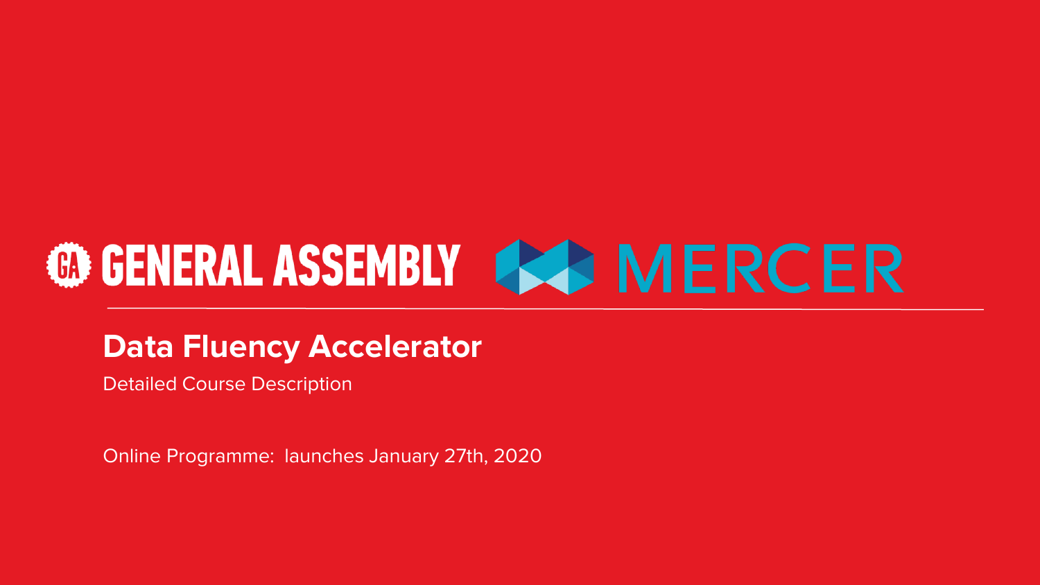GENERAL ASSEMBLY MERCER

# Data Fluency Accelerator

Detailed Course Description

Online Programme: launches January 27th, 2020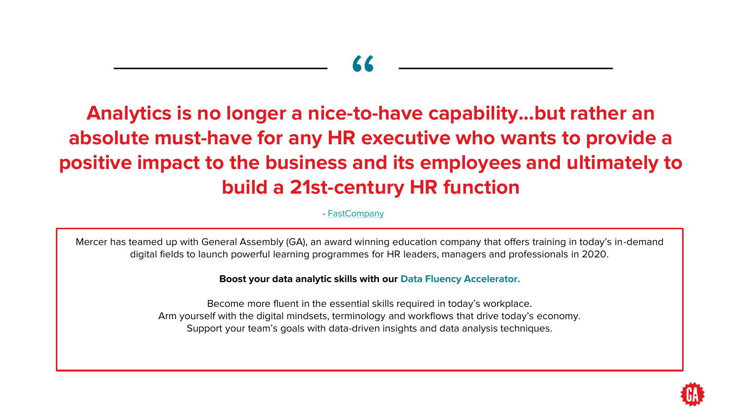> **Analytics is no longer a nice-to-have capability…but rather an absolute must-have for any HR executive who wants to provide a positive impact to the business and its employees and ultimately to build a 21st-century HR function**

- FastCompany

Mercer has teamed up with General Assembly (GA), an award winning education company that offers training in today's in-demand digital fields to launch powerful learning programmes for HR leaders, managers and professionals in 2020.

**Boost your data analytic skills with our Data Fluency Accelerator.**

Become more fluent in the essential skills required in today's workplace.
Arm yourself with the digital mindsets, terminology and workflows that drive today's economy.
Support your team's goals with data-driven insights and data analysis techniques.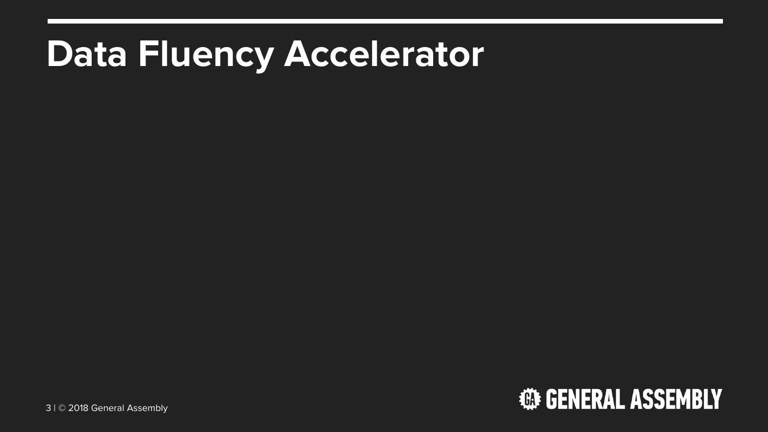# Data Fluency Accelerator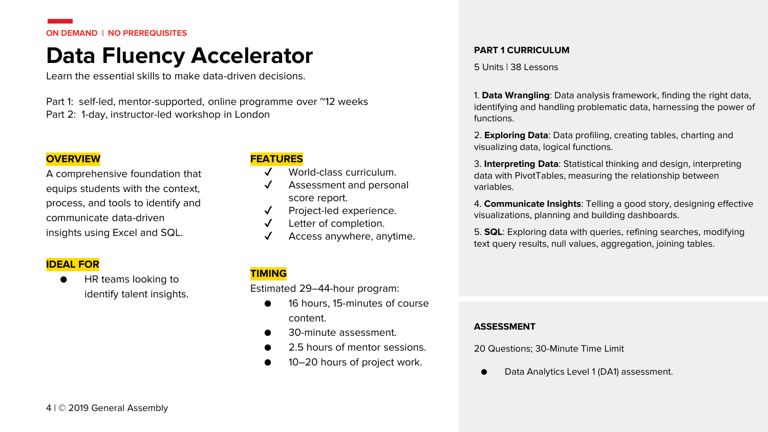ON DEMAND | NO PREREQUISITES

# Data Fluency Accelerator

Learn the essential skills to make data-driven decisions.

Part 1: self-led, mentor-supported, online programme over ~12 weeks
Part 2: 1-day, instructor-led workshop in London

## OVERVIEW

A comprehensive foundation that equips students with the context, process, and tools to identify and communicate data-driven insights using Excel and SQL.

## IDEAL FOR

- HR teams looking to identify talent insights.

## FEATURES

- ✓ World-class curriculum.
- ✓ Assessment and personal score report.
- ✓ Project-led experience.
- ✓ Letter of completion.
- ✓ Access anywhere, anytime.

## TIMING

Estimated 29–44-hour program:

- 16 hours, 15-minutes of course content.
- 30-minute assessment.
- 2.5 hours of mentor sessions.
- 10–20 hours of project work.

## PART 1 CURRICULUM

5 Units | 38 Lessons

1. **Data Wrangling**: Data analysis framework, finding the right data, identifying and handling problematic data, harnessing the power of functions.
2. **Exploring Data**: Data profiling, creating tables, charting and visualizing data, logical functions.
3. **Interpreting Data**: Statistical thinking and design, interpreting data with PivotTables, measuring the relationship between variables.
4. **Communicate Insights**: Telling a good story, designing effective visualizations, planning and building dashboards.
5. **SQL**: Exploring data with queries, refining searches, modifying text query results, null values, aggregation, joining tables.

## ASSESSMENT

20 Questions; 30-Minute Time Limit

- Data Analytics Level 1 (DA1) assessment.

© 2019 General Assembly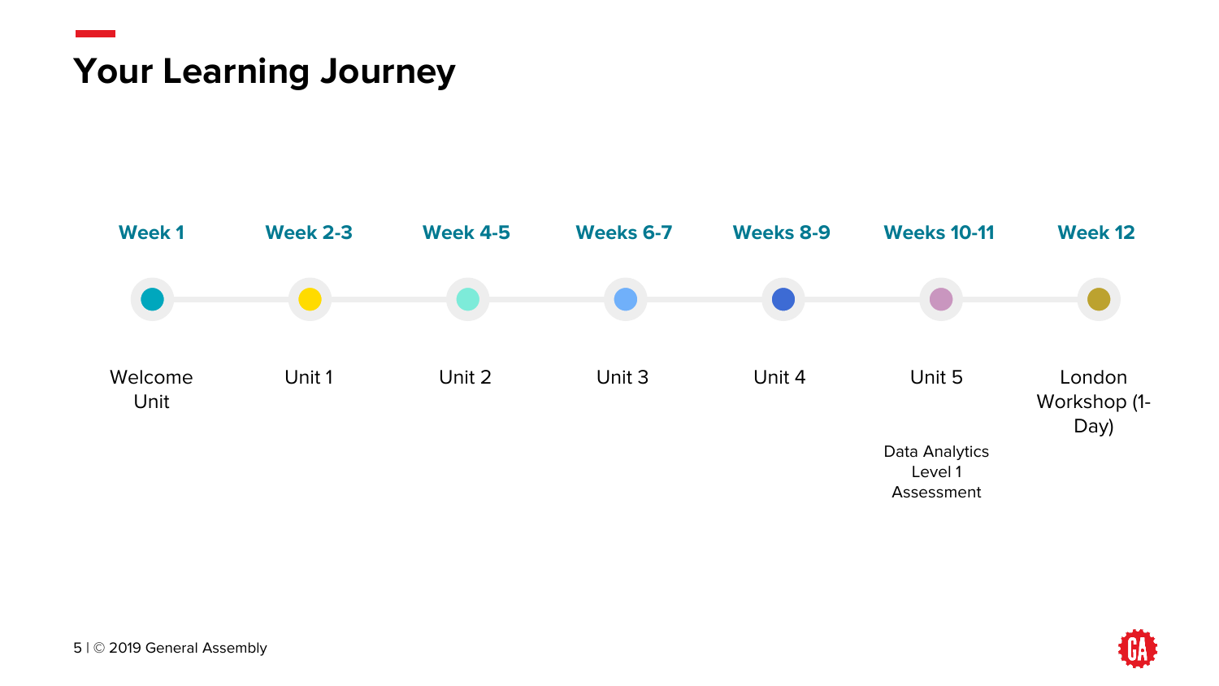# Your Learning Journey

| Week 1 | Week 2-3 | Week 4-5 | Weeks 6-7 | Weeks 8-9 | Weeks 10-11 | Week 12 |
| --- | --- | --- | --- | --- | --- | --- |
| Welcome Unit | Unit 1 | Unit 2 | Unit 3 | Unit 4 | Unit 5<br><br>Data Analytics Level 1 Assessment | London Workshop (1-Day) |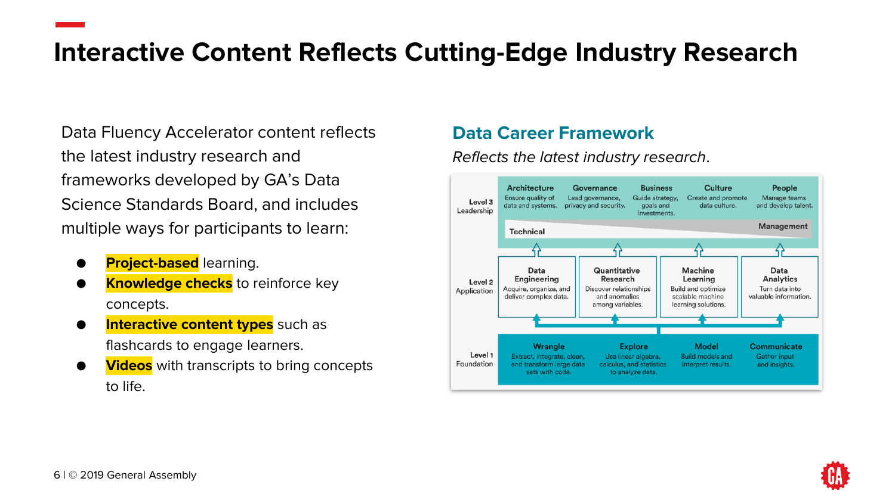# Interactive Content Reflects Cutting-Edge Industry Research

Data Fluency Accelerator content reflects the latest industry research and frameworks developed by GA's Data Science Standards Board, and includes multiple ways for participants to learn:

- **Project-based** learning.
- **Knowledge checks** to reinforce key concepts.
- **Interactive content types** such as flashcards to engage learners.
- **Videos** with transcripts to bring concepts to life.

## Data Career Framework

*Reflects the latest industry research.*

**Level 3 Leadership**

| Architecture | Governance | Business | Culture | People |
|---|---|---|---|---|
| Ensure quality of data and systems. | Lead governance, privacy and security. | Guide strategy, goals and investments. | Create and promote data culture. | Manage teams and develop talent. |

Technical — Management

**Level 2 Application**

| Data Engineering | Quantitative Research | Machine Learning | Data Analytics |
|---|---|---|---|
| Acquire, organize, and deliver complex data. | Discover relationships and anomalies among variables. | Build and optimize scalable machine learning solutions. | Turn data into valuable information. |

**Level 1 Foundation**

| Wrangle | Explore | Model | Communicate |
|---|---|---|---|
| Extract, integrate, clean, and transform large data sets with code. | Use linear algebra, calculus, and statistics to analyze data. | Build models and interpret results. | Gather input and insights. |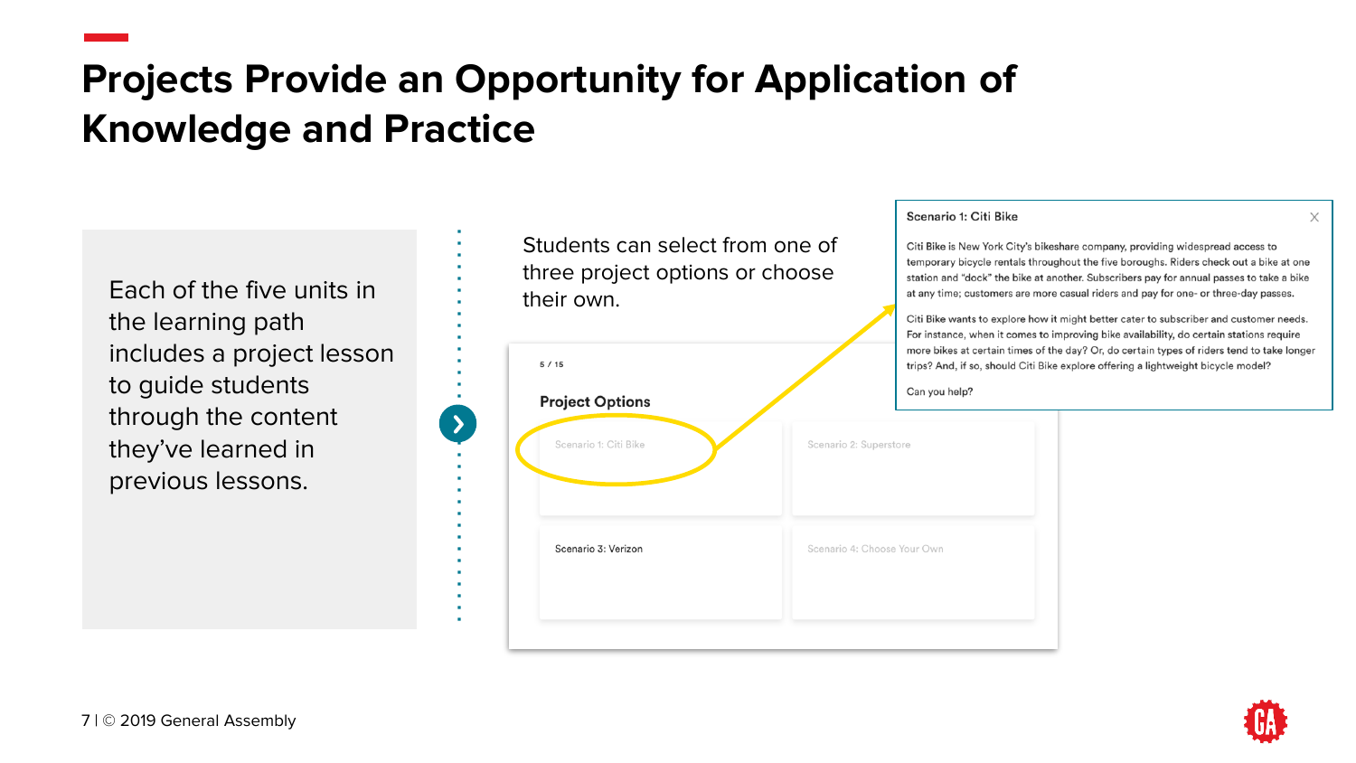# Projects Provide an Opportunity for Application of Knowledge and Practice

Each of the five units in the learning path includes a project lesson to guide students through the content they've learned in previous lessons.

Students can select from one of three project options or choose their own.

5 / 15

**Project Options**

| | |
|---|---|
| Scenario 1: Citi Bike | Scenario 2: Superstore |
| Scenario 3: Verizon | Scenario 4: Choose Your Own |

**Scenario 1: Citi Bike**

Citi Bike is New York City's bikeshare company, providing widespread access to temporary bicycle rentals throughout the five boroughs. Riders check out a bike at one station and "dock" the bike at another. Subscribers pay for annual passes to take a bike at any time; customers are more casual riders and pay for one- or three-day passes.

Citi Bike wants to explore how it might better cater to subscriber and customer needs. For instance, when it comes to improving bike availability, do certain stations require more bikes at certain times of the day? Or, do certain types of riders tend to take longer trips? And, if so, should Citi Bike explore offering a lightweight bicycle model?

Can you help?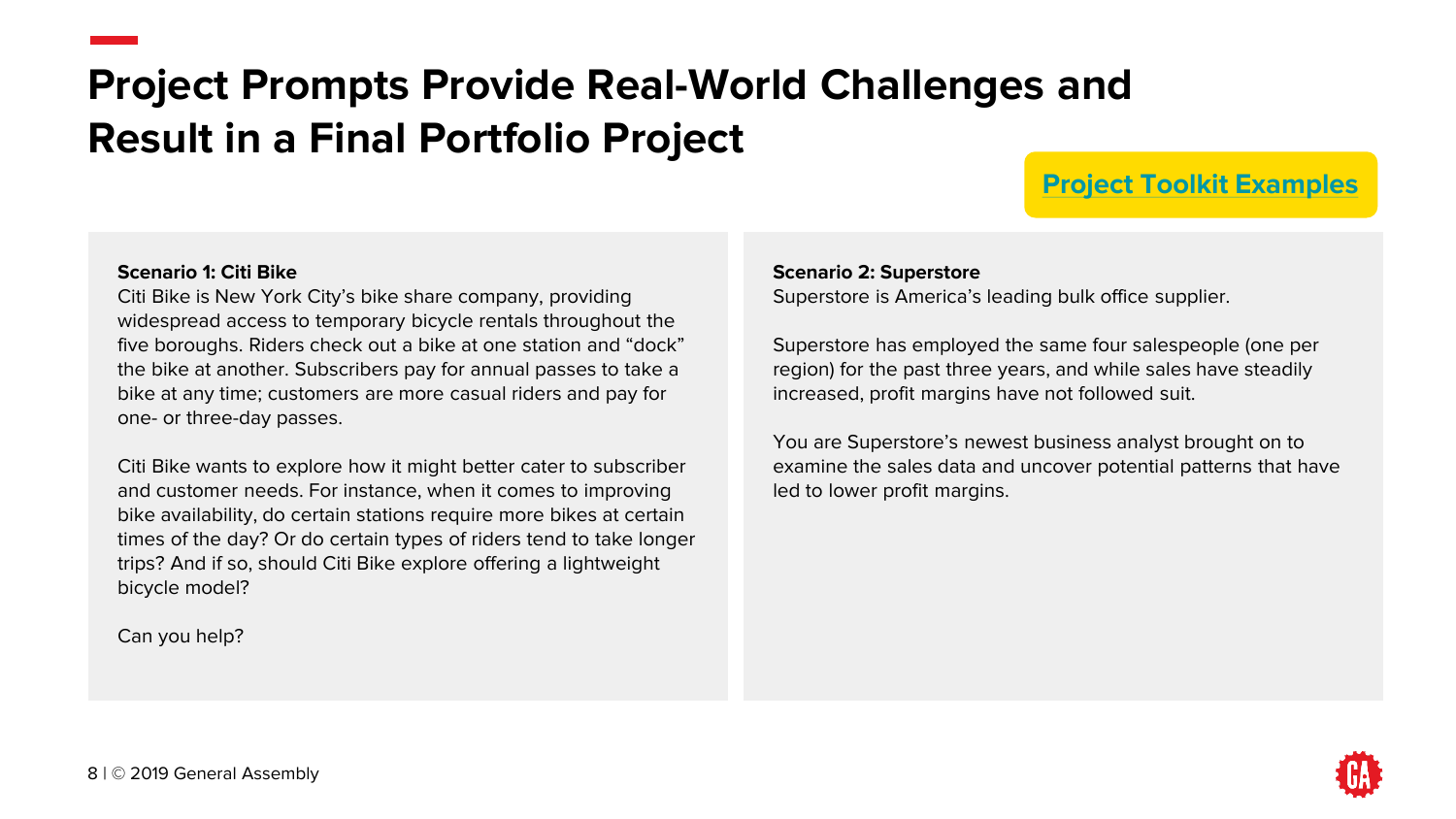# Project Prompts Provide Real-World Challenges and Result in a Final Portfolio Project

**Project Toolkit Examples**

**Scenario 1: Citi Bike**
Citi Bike is New York City's bike share company, providing widespread access to temporary bicycle rentals throughout the five boroughs. Riders check out a bike at one station and "dock" the bike at another. Subscribers pay for annual passes to take a bike at any time; customers are more casual riders and pay for one- or three-day passes.

Citi Bike wants to explore how it might better cater to subscriber and customer needs. For instance, when it comes to improving bike availability, do certain stations require more bikes at certain times of the day? Or do certain types of riders tend to take longer trips? And if so, should Citi Bike explore offering a lightweight bicycle model?

Can you help?

**Scenario 2: Superstore**
Superstore is America's leading bulk office supplier.

Superstore has employed the same four salespeople (one per region) for the past three years, and while sales have steadily increased, profit margins have not followed suit.

You are Superstore's newest business analyst brought on to examine the sales data and uncover potential patterns that have led to lower profit margins.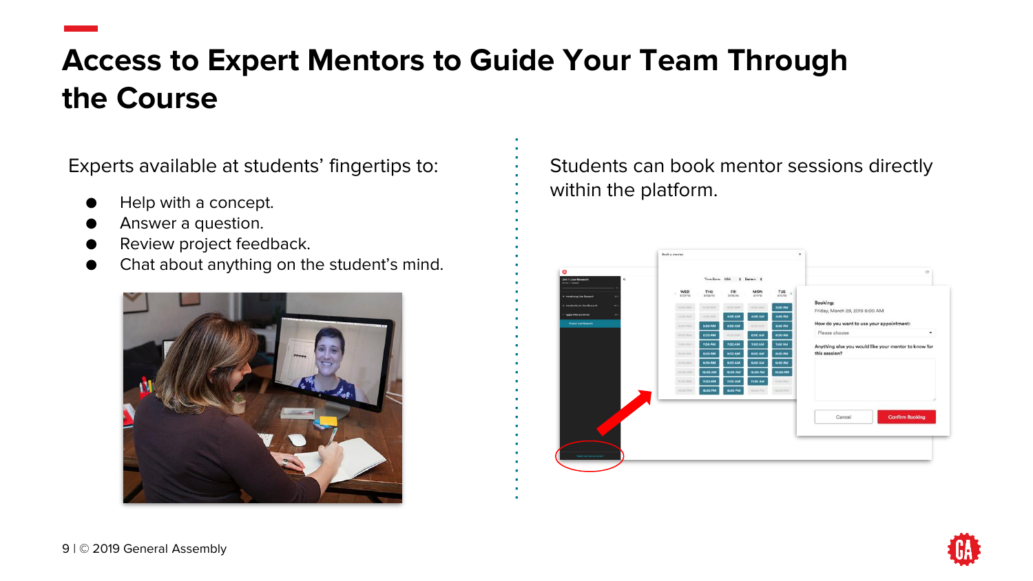# Access to Expert Mentors to Guide Your Team Through the Course

Experts available at students' fingertips to:

- Help with a concept.
- Answer a question.
- Review project feedback.
- Chat about anything on the student's mind.

Students can book mentor sessions directly within the platform.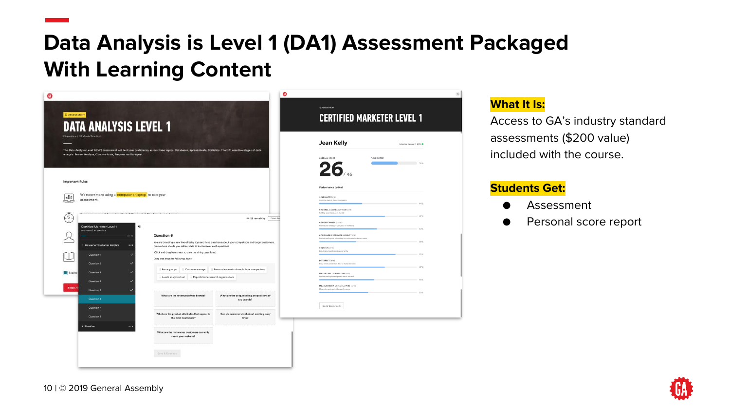# Data Analysis is Level 1 (DA1) Assessment Packaged With Learning Content

**What It Is:**

Access to GA's industry standard assessments ($200 value) included with the course.

**Students Get:**

- Assessment
- Personal score report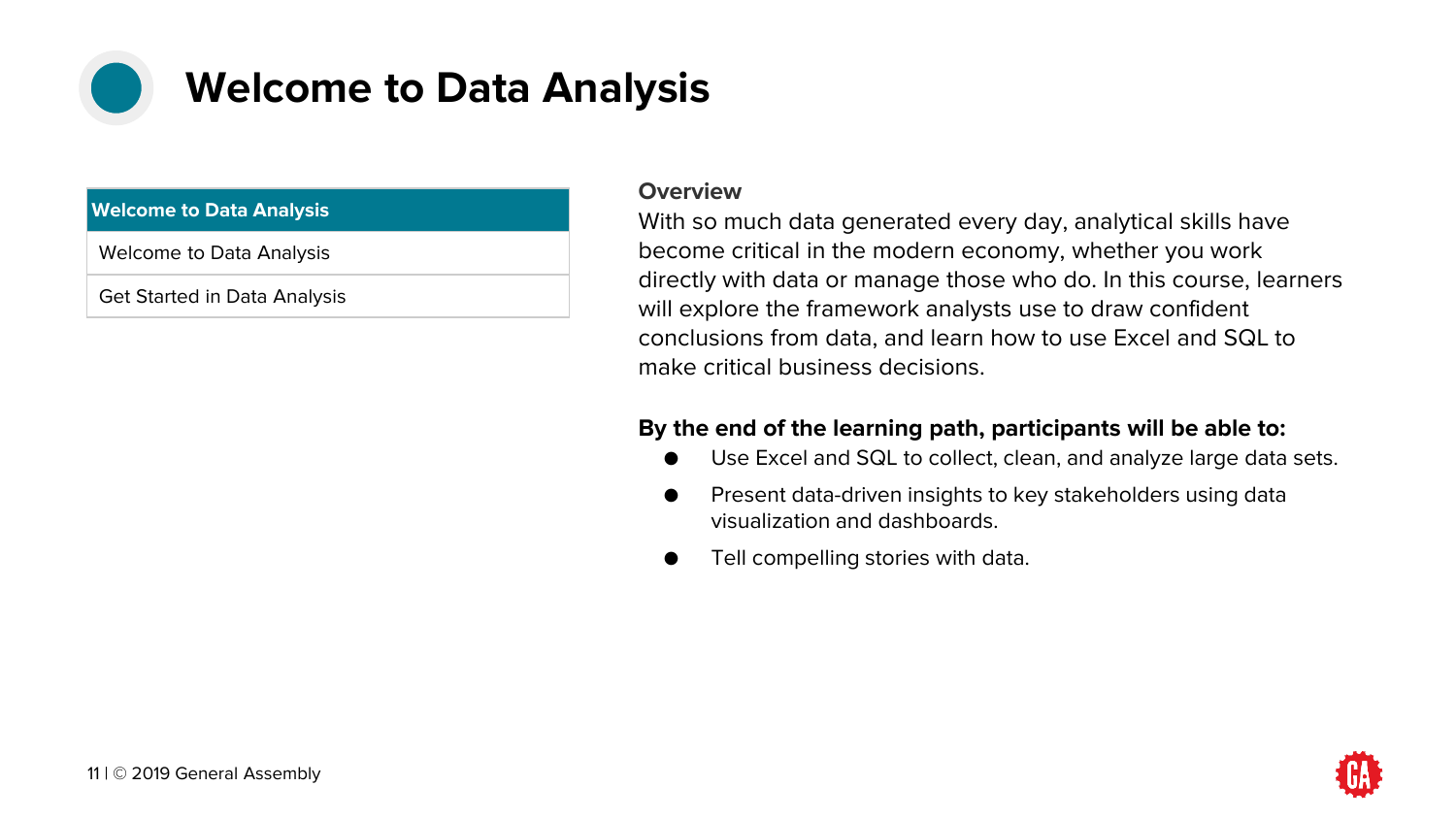# Welcome to Data Analysis

| Welcome to Data Analysis |
| --- |
| Welcome to Data Analysis |
| Get Started in Data Analysis |

**Overview**

With so much data generated every day, analytical skills have become critical in the modern economy, whether you work directly with data or manage those who do. In this course, learners will explore the framework analysts use to draw confident conclusions from data, and learn how to use Excel and SQL to make critical business decisions.

**By the end of the learning path, participants will be able to:**

- Use Excel and SQL to collect, clean, and analyze large data sets.
- Present data-driven insights to key stakeholders using data visualization and dashboards.
- Tell compelling stories with data.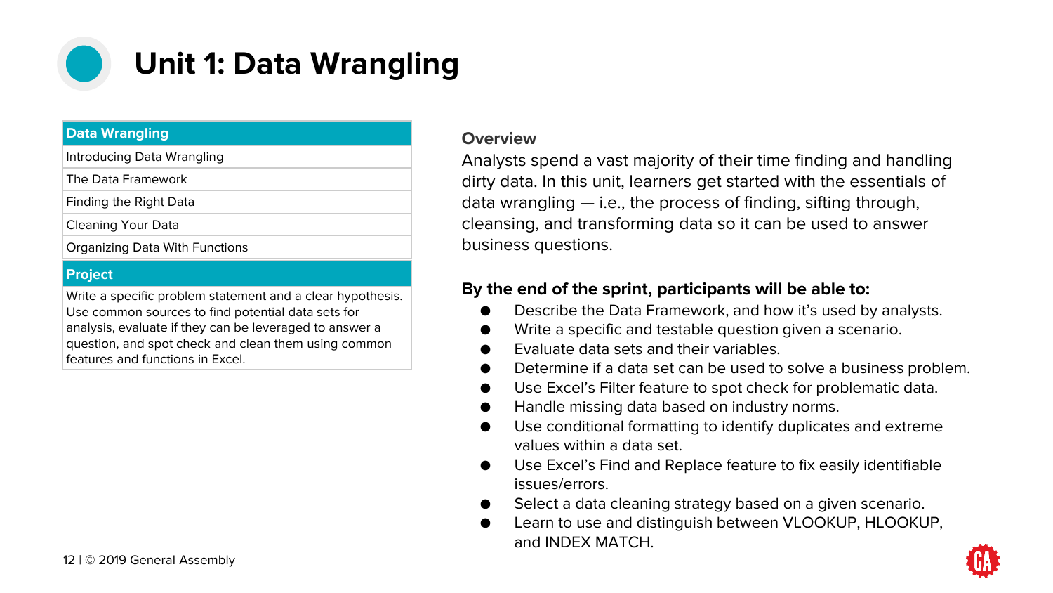# Unit 1: Data Wrangling

| Data Wrangling |
| --- |
| Introducing Data Wrangling |
| The Data Framework |
| Finding the Right Data |
| Cleaning Your Data |
| Organizing Data With Functions |
| **Project** |
| Write a specific problem statement and a clear hypothesis. Use common sources to find potential data sets for analysis, evaluate if they can be leveraged to answer a question, and spot check and clean them using common features and functions in Excel. |

### Overview

Analysts spend a vast majority of their time finding and handling dirty data. In this unit, learners get started with the essentials of data wrangling — i.e., the process of finding, sifting through, cleansing, and transforming data so it can be used to answer business questions.

**By the end of the sprint, participants will be able to:**

- Describe the Data Framework, and how it's used by analysts.
- Write a specific and testable question given a scenario.
- Evaluate data sets and their variables.
- Determine if a data set can be used to solve a business problem.
- Use Excel's Filter feature to spot check for problematic data.
- Handle missing data based on industry norms.
- Use conditional formatting to identify duplicates and extreme values within a data set.
- Use Excel's Find and Replace feature to fix easily identifiable issues/errors.
- Select a data cleaning strategy based on a given scenario.
- Learn to use and distinguish between VLOOKUP, HLOOKUP, and INDEX MATCH.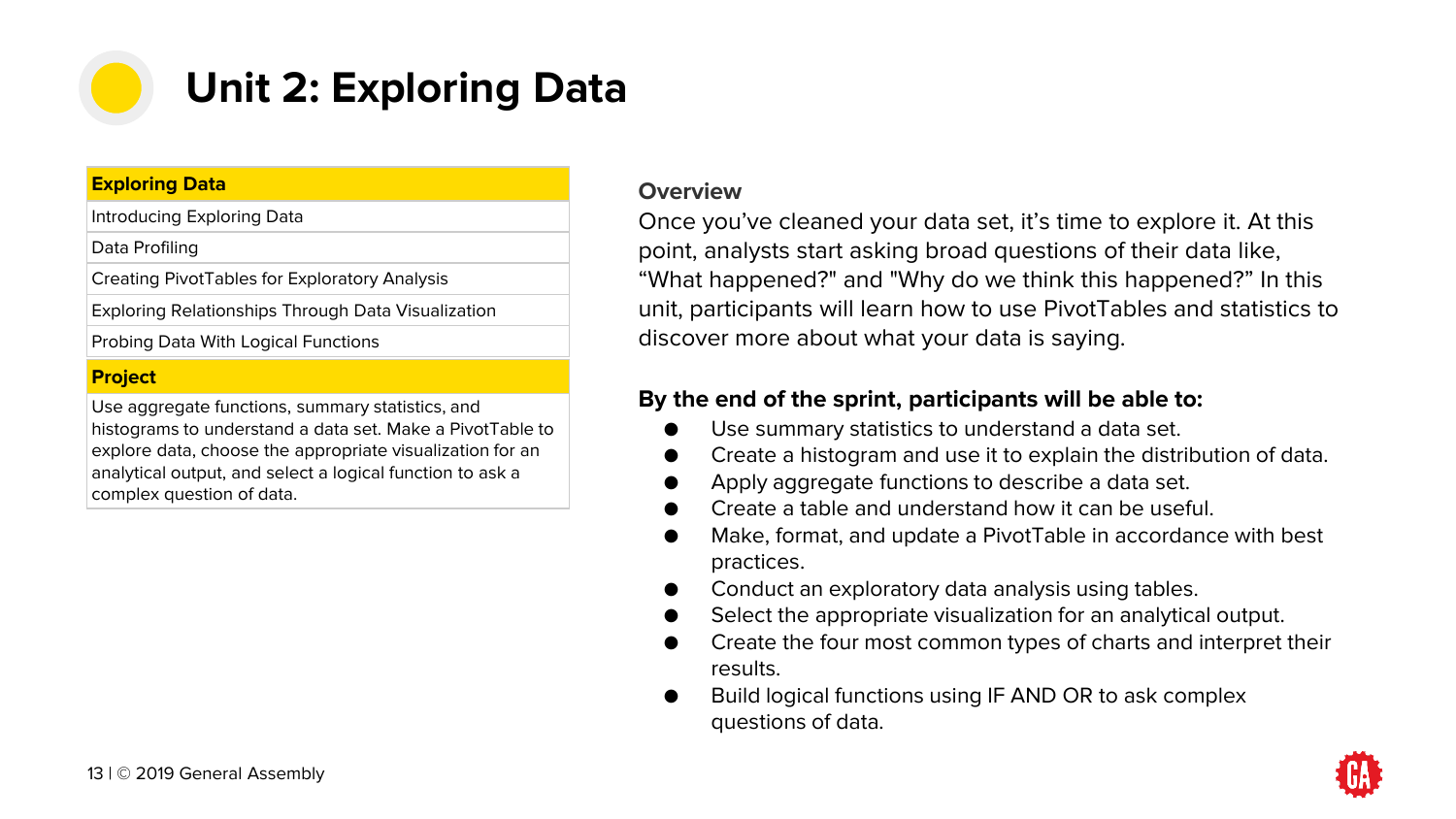# Unit 2: Exploring Data

| Exploring Data |
| --- |
| Introducing Exploring Data |
| Data Profiling |
| Creating PivotTables for Exploratory Analysis |
| Exploring Relationships Through Data Visualization |
| Probing Data With Logical Functions |
| **Project** |
| Use aggregate functions, summary statistics, and histograms to understand a data set. Make a PivotTable to explore data, choose the appropriate visualization for an analytical output, and select a logical function to ask a complex question of data. |

**Overview**

Once you've cleaned your data set, it's time to explore it. At this point, analysts start asking broad questions of their data like, "What happened?" and "Why do we think this happened?" In this unit, participants will learn how to use PivotTables and statistics to discover more about what your data is saying.

**By the end of the sprint, participants will be able to:**

- Use summary statistics to understand a data set.
- Create a histogram and use it to explain the distribution of data.
- Apply aggregate functions to describe a data set.
- Create a table and understand how it can be useful.
- Make, format, and update a PivotTable in accordance with best practices.
- Conduct an exploratory data analysis using tables.
- Select the appropriate visualization for an analytical output.
- Create the four most common types of charts and interpret their results.
- Build logical functions using IF AND OR to ask complex questions of data.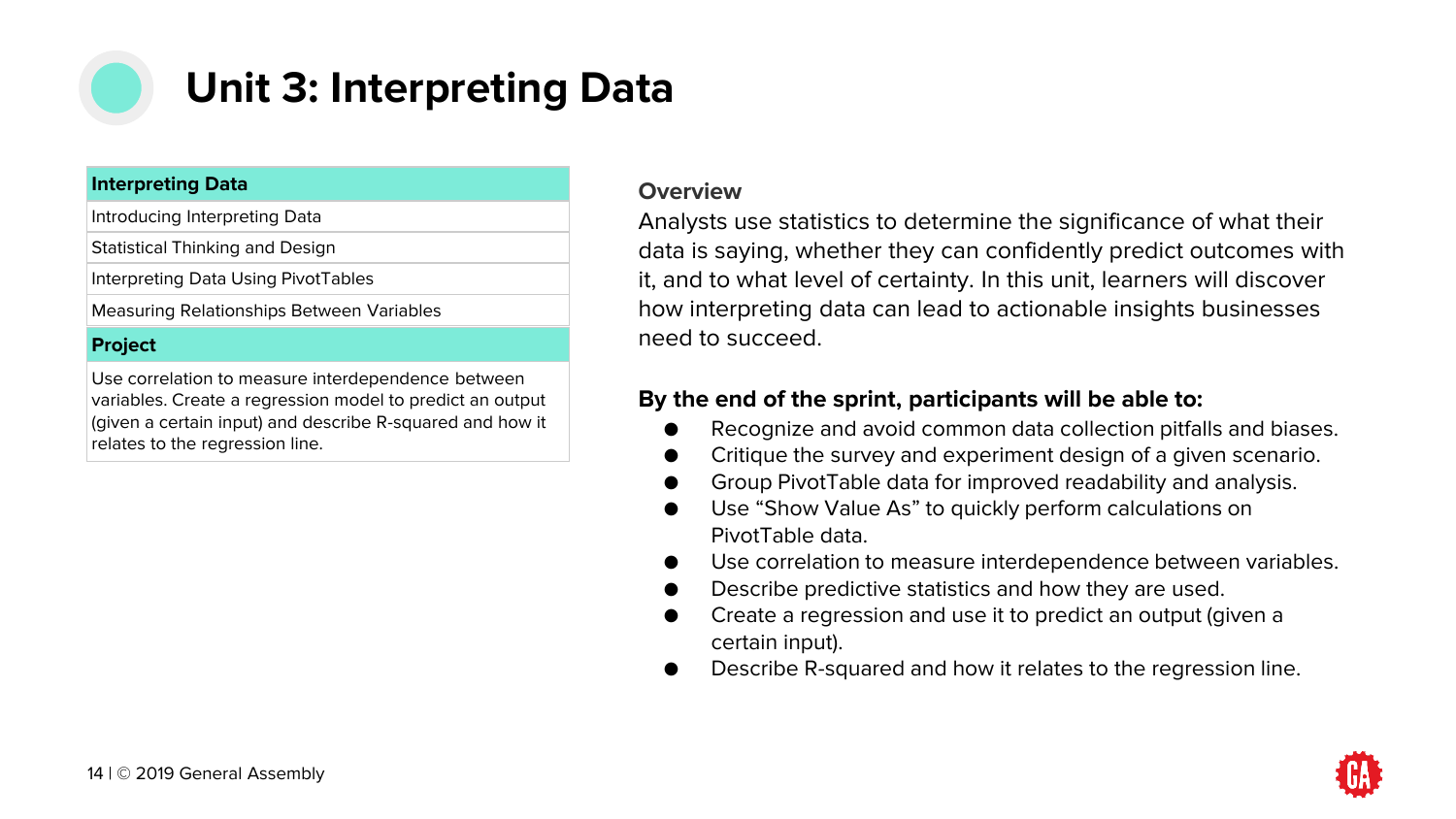# Unit 3: Interpreting Data

| Interpreting Data |
|---|
| Introducing Interpreting Data |
| Statistical Thinking and Design |
| Interpreting Data Using PivotTables |
| Measuring Relationships Between Variables |
| **Project** |
| Use correlation to measure interdependence between variables. Create a regression model to predict an output (given a certain input) and describe R-squared and how it relates to the regression line. |

### Overview

Analysts use statistics to determine the significance of what their data is saying, whether they can confidently predict outcomes with it, and to what level of certainty. In this unit, learners will discover how interpreting data can lead to actionable insights businesses need to succeed.

**By the end of the sprint, participants will be able to:**

- Recognize and avoid common data collection pitfalls and biases.
- Critique the survey and experiment design of a given scenario.
- Group PivotTable data for improved readability and analysis.
- Use “Show Value As” to quickly perform calculations on PivotTable data.
- Use correlation to measure interdependence between variables.
- Describe predictive statistics and how they are used.
- Create a regression and use it to predict an output (given a certain input).
- Describe R-squared and how it relates to the regression line.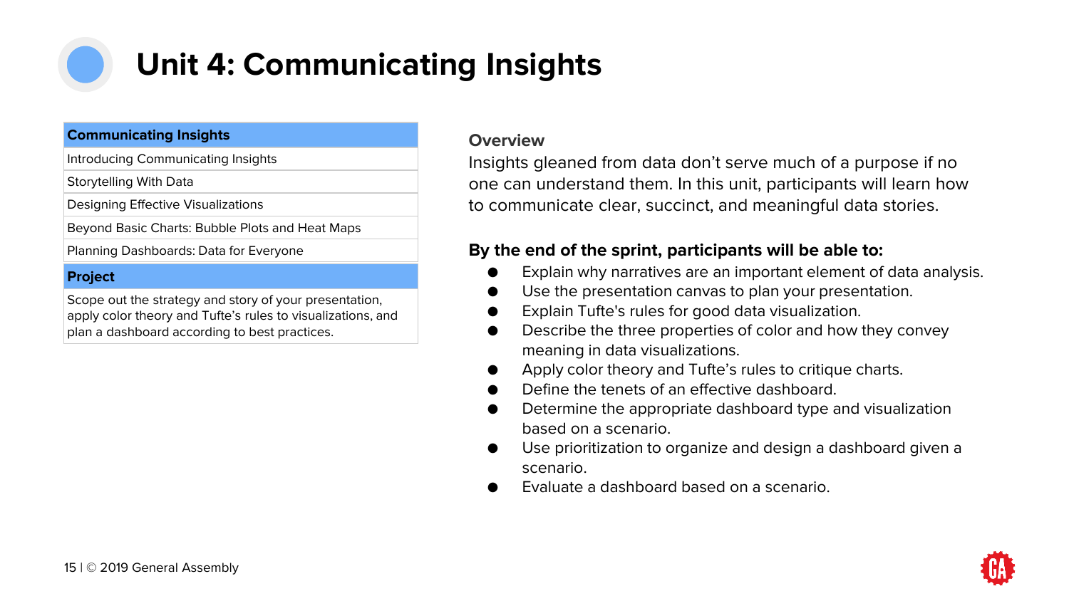# Unit 4: Communicating Insights

| Communicating Insights |
| --- |
| Introducing Communicating Insights |
| Storytelling With Data |
| Designing Effective Visualizations |
| Beyond Basic Charts: Bubble Plots and Heat Maps |
| Planning Dashboards: Data for Everyone |
| **Project** |
| Scope out the strategy and story of your presentation, apply color theory and Tufte's rules to visualizations, and plan a dashboard according to best practices. |

**Overview**

Insights gleaned from data don't serve much of a purpose if no one can understand them. In this unit, participants will learn how to communicate clear, succinct, and meaningful data stories.

**By the end of the sprint, participants will be able to:**

- Explain why narratives are an important element of data analysis.
- Use the presentation canvas to plan your presentation.
- Explain Tufte's rules for good data visualization.
- Describe the three properties of color and how they convey meaning in data visualizations.
- Apply color theory and Tufte's rules to critique charts.
- Define the tenets of an effective dashboard.
- Determine the appropriate dashboard type and visualization based on a scenario.
- Use prioritization to organize and design a dashboard given a scenario.
- Evaluate a dashboard based on a scenario.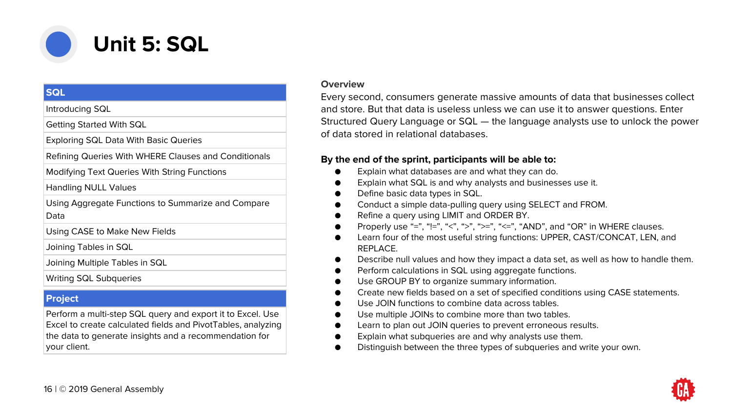# Unit 5: SQL

| SQL |
| --- |
| Introducing SQL |
| Getting Started With SQL |
| Exploring SQL Data With Basic Queries |
| Refining Queries With WHERE Clauses and Conditionals |
| Modifying Text Queries With String Functions |
| Handling NULL Values |
| Using Aggregate Functions to Summarize and Compare Data |
| Using CASE to Make New Fields |
| Joining Tables in SQL |
| Joining Multiple Tables in SQL |
| Writing SQL Subqueries |

| Project |
| --- |
| Perform a multi-step SQL query and export it to Excel. Use Excel to create calculated fields and PivotTables, analyzing the data to generate insights and a recommendation for your client. |

**Overview**

Every second, consumers generate massive amounts of data that businesses collect and store. But that data is useless unless we can use it to answer questions. Enter Structured Query Language or SQL — the language analysts use to unlock the power of data stored in relational databases.

**By the end of the sprint, participants will be able to:**

- Explain what databases are and what they can do.
- Explain what SQL is and why analysts and businesses use it.
- Define basic data types in SQL.
- Conduct a simple data-pulling query using SELECT and FROM.
- Refine a query using LIMIT and ORDER BY.
- Properly use "=", "!=", "<", ">", ">=", "<=", "AND", and "OR" in WHERE clauses.
- Learn four of the most useful string functions: UPPER, CAST/CONCAT, LEN, and REPLACE.
- Describe null values and how they impact a data set, as well as how to handle them.
- Perform calculations in SQL using aggregate functions.
- Use GROUP BY to organize summary information.
- Create new fields based on a set of specified conditions using CASE statements.
- Use JOIN functions to combine data across tables.
- Use multiple JOINs to combine more than two tables.
- Learn to plan out JOIN queries to prevent erroneous results.
- Explain what subqueries are and why analysts use them.
- Distinguish between the three types of subqueries and write your own.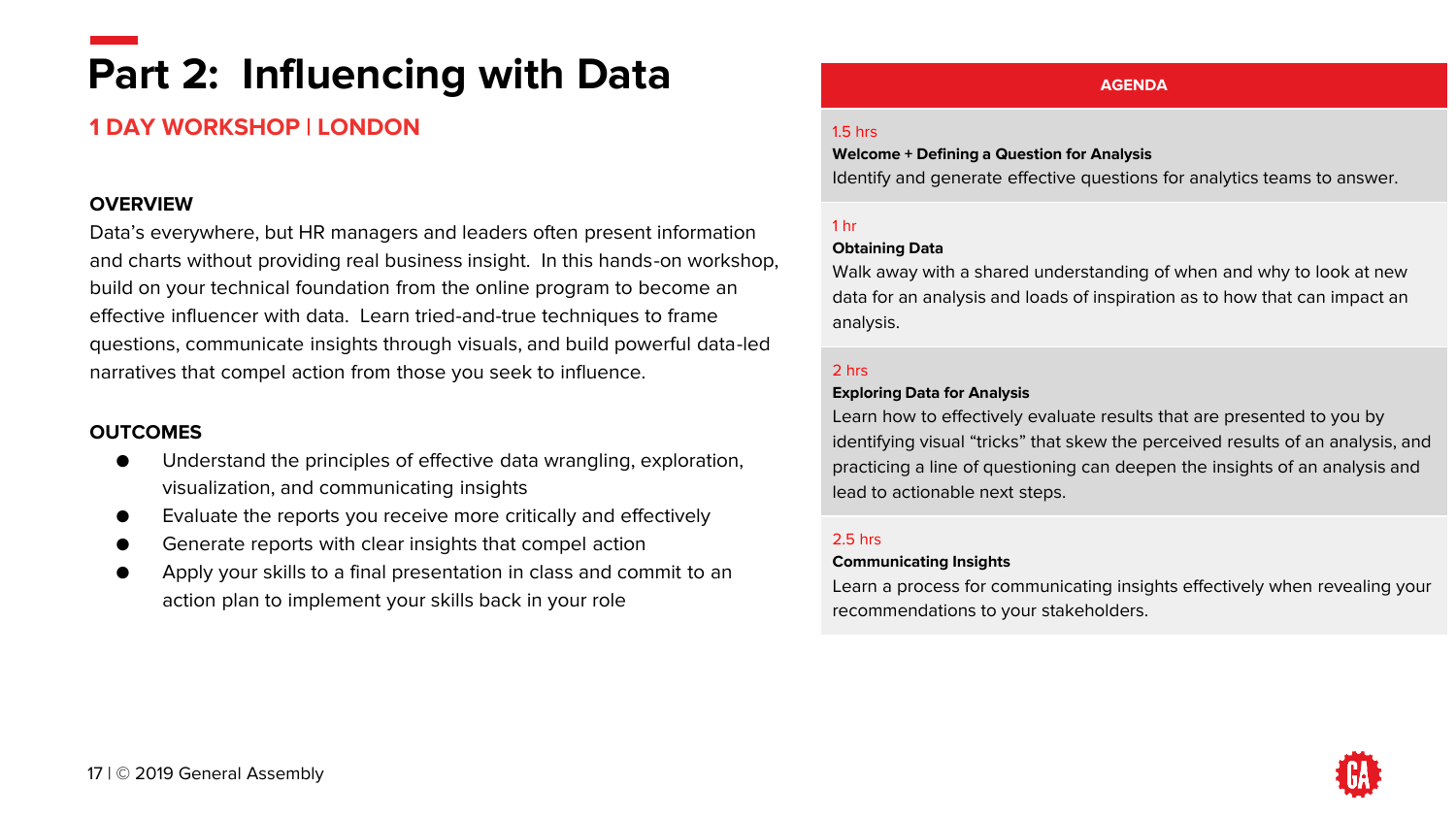# Part 2: Influencing with Data

## 1 DAY WORKSHOP | LONDON

### OVERVIEW

Data's everywhere, but HR managers and leaders often present information and charts without providing real business insight. In this hands-on workshop, build on your technical foundation from the online program to become an effective influencer with data. Learn tried-and-true techniques to frame questions, communicate insights through visuals, and build powerful data-led narratives that compel action from those you seek to influence.

### OUTCOMES

- Understand the principles of effective data wrangling, exploration, visualization, and communicating insights
- Evaluate the reports you receive more critically and effectively
- Generate reports with clear insights that compel action
- Apply your skills to a final presentation in class and commit to an action plan to implement your skills back in your role

### AGENDA

1.5 hrs

**Welcome + Defining a Question for Analysis**

Identify and generate effective questions for analytics teams to answer.

1 hr

**Obtaining Data**

Walk away with a shared understanding of when and why to look at new data for an analysis and loads of inspiration as to how that can impact an analysis.

2 hrs

**Exploring Data for Analysis**

Learn how to effectively evaluate results that are presented to you by identifying visual "tricks" that skew the perceived results of an analysis, and practicing a line of questioning can deepen the insights of an analysis and lead to actionable next steps.

2.5 hrs

**Communicating Insights**

Learn a process for communicating insights effectively when revealing your recommendations to your stakeholders.

© 2019 General Assembly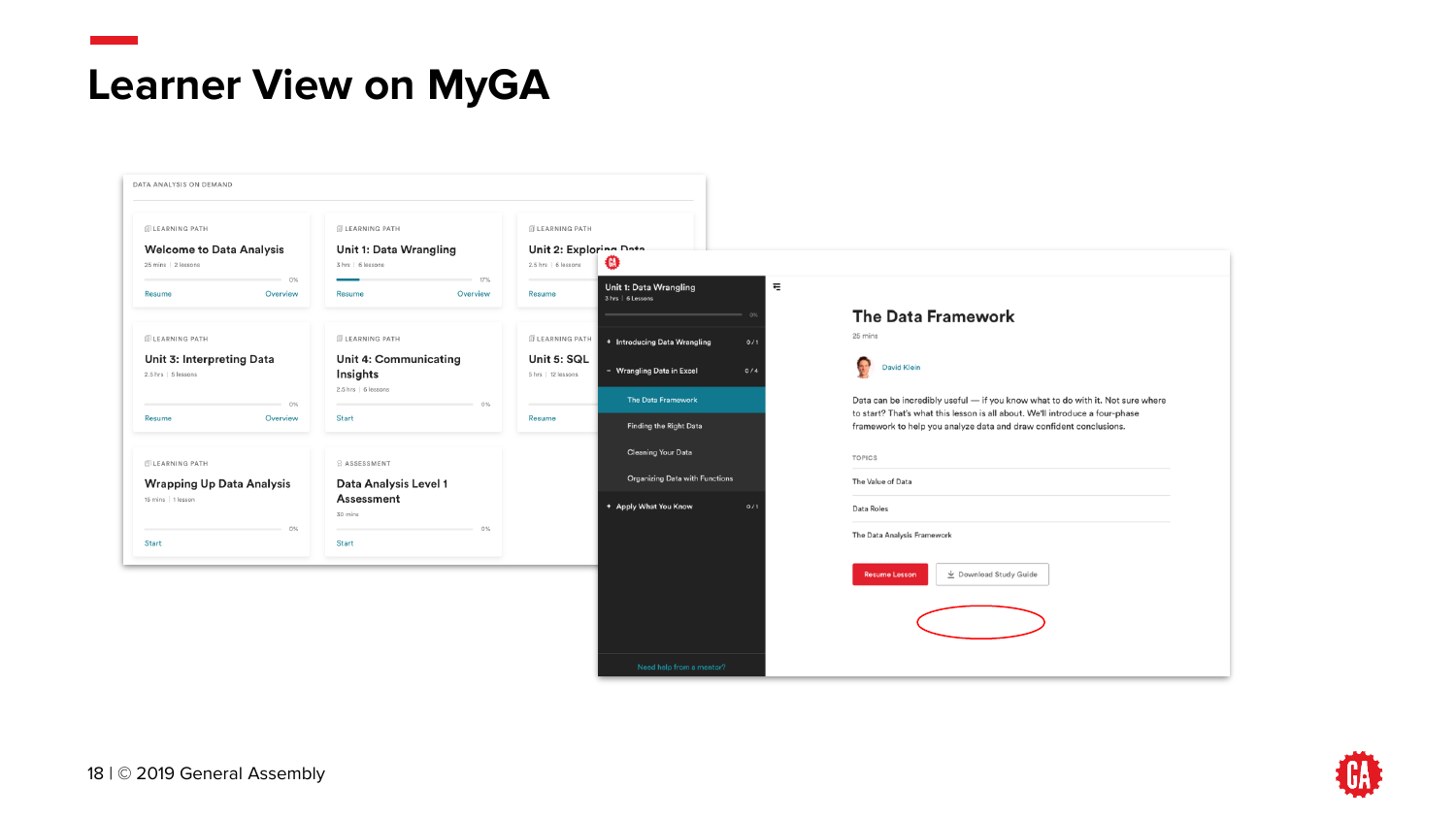# Learner View on MyGA

DATA ANALYSIS ON DEMAND

LEARNING PATH
**Welcome to Data Analysis**
25 mins | 2 lessons
0%
Resume Overview

LEARNING PATH
**Unit 1: Data Wrangling**
3 hrs | 6 lessons
17%
Resume Overview

LEARNING PATH
**Unit 2: Exploring Data**
2.5 hrs | 6 lessons
Resume

LEARNING PATH
**Unit 3: Interpreting Data**
2.5 hrs | 5 lessons
0%
Resume Overview

LEARNING PATH
**Unit 4: Communicating Insights**
2.5 hrs | 6 lessons
0%
Start

LEARNING PATH
**Unit 5: SQL**
5 hrs | 12 lessons
Resume

LEARNING PATH
**Wrapping Up Data Analysis**
15 mins | 1 lesson
0%
Start

ASSESSMENT
**Data Analysis Level 1 Assessment**
30 mins
0%
Start

---

Unit 1: Data Wrangling
3 hrs | 6 Lessons
0%

- Introducing Data Wrangling 0/1
- Wrangling Data in Excel 0/4
  - The Data Framework
  - Finding the Right Data
  - Cleaning Your Data
  - Organizing Data with Functions
- Apply What You Know 0/1

Need help from a mentor?

## The Data Framework

25 mins

David Klein

Data can be incredibly useful — if you know what to do with it. Not sure where to start? That's what this lesson is all about. We'll introduce a four-phase framework to help you analyze data and draw confident conclusions.

TOPICS

The Value of Data

Data Roles

The Data Analysis Framework

Resume Lesson | Download Study Guide

© 2019 General Assembly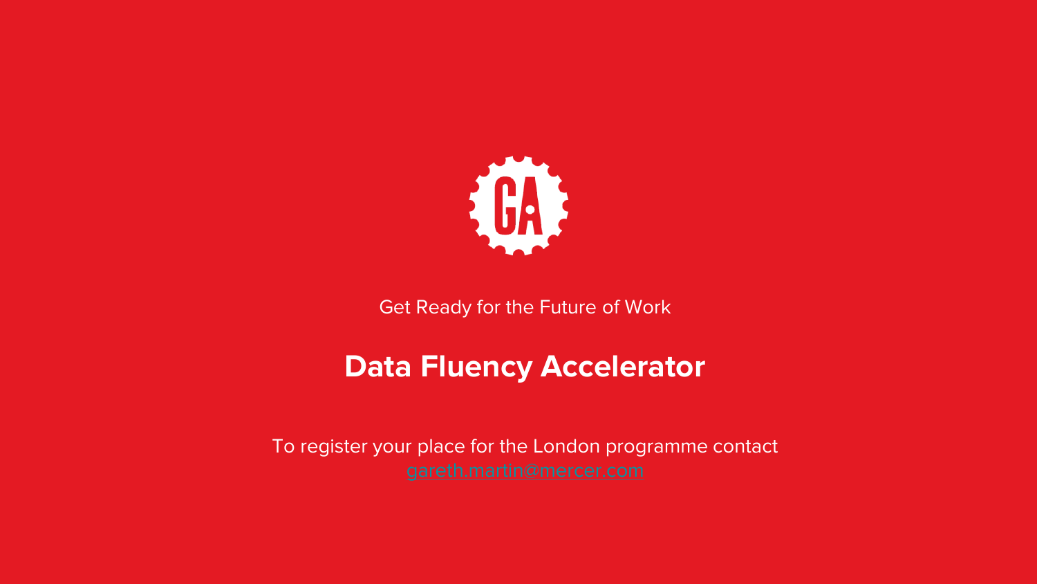Get Ready for the Future of Work

# Data Fluency Accelerator

To register your place for the London programme contact gareth.martin@mercer.com